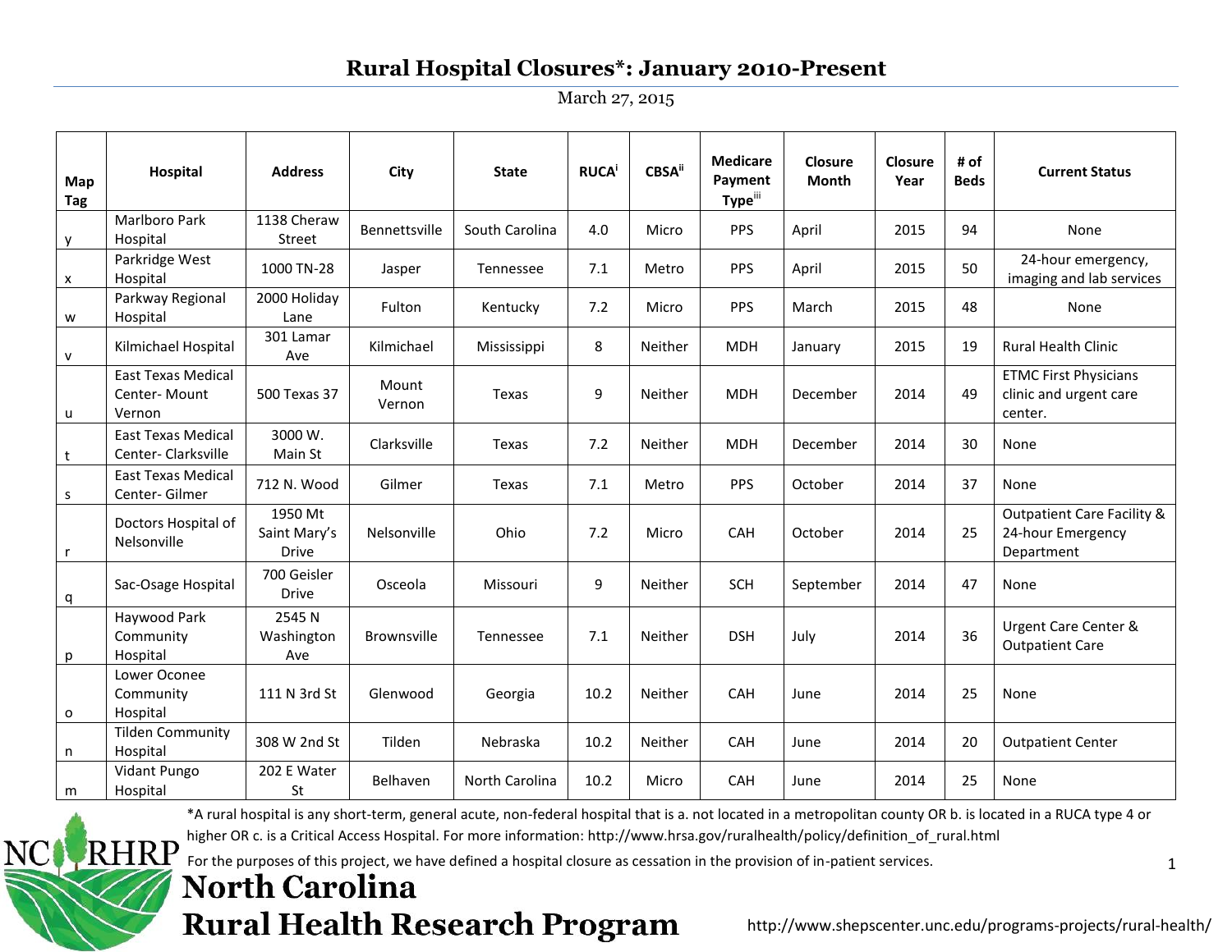# Rural Hospital Closures*: January 2010-Present

March 27, 2015

| Map Tag | Hospital | Address | City | State | RUCA[i] | CBSA[ii] | Medicare Payment Type[iii] | Closure Month | Closure Year | # of Beds | Current Status |
|---|---|---|---|---|---|---|---|---|---|---|---|
| y | Marlboro Park Hospital | 1138 Cheraw Street | Bennettsville | South Carolina | 4.0 | Micro | PPS | April | 2015 | 94 | None |
| x | Parkridge West Hospital | 1000 TN-28 | Jasper | Tennessee | 7.1 | Metro | PPS | April | 2015 | 50 | 24-hour emergency, imaging and lab services |
| w | Parkway Regional Hospital | 2000 Holiday Lane | Fulton | Kentucky | 7.2 | Micro | PPS | March | 2015 | 48 | None |
| v | Kilmichael Hospital | 301 Lamar Ave | Kilmichael | Mississippi | 8 | Neither | MDH | January | 2015 | 19 | Rural Health Clinic |
| u | East Texas Medical Center- Mount Vernon | 500 Texas 37 | Mount Vernon | Texas | 9 | Neither | MDH | December | 2014 | 49 | ETMC First Physicians clinic and urgent care center. |
| t | East Texas Medical Center- Clarksville | 3000 W. Main St | Clarksville | Texas | 7.2 | Neither | MDH | December | 2014 | 30 | None |
| s | East Texas Medical Center- Gilmer | 712 N. Wood | Gilmer | Texas | 7.1 | Metro | PPS | October | 2014 | 37 | None |
| r | Doctors Hospital of Nelsonville | 1950 Mt Saint Mary's Drive | Nelsonville | Ohio | 7.2 | Micro | CAH | October | 2014 | 25 | Outpatient Care Facility & 24-hour Emergency Department |
| q | Sac-Osage Hospital | 700 Geisler Drive | Osceola | Missouri | 9 | Neither | SCH | September | 2014 | 47 | None |
| p | Haywood Park Community Hospital | 2545 N Washington Ave | Brownsville | Tennessee | 7.1 | Neither | DSH | July | 2014 | 36 | Urgent Care Center & Outpatient Care |
| o | Lower Oconee Community Hospital | 111 N 3rd St | Glenwood | Georgia | 10.2 | Neither | CAH | June | 2014 | 25 | None |
| n | Tilden Community Hospital | 308 W 2nd St | Tilden | Nebraska | 10.2 | Neither | CAH | June | 2014 | 20 | Outpatient Center |
| m | Vidant Pungo Hospital | 202 E Water St | Belhaven | North Carolina | 10.2 | Micro | CAH | June | 2014 | 25 | None |

*A rural hospital is any short-term, general acute, non-federal hospital that is a. not located in a metropolitan county OR b. is located in a RUCA type 4 or higher OR c. is a Critical Access Hospital. For more information: http://www.hrsa.gov/ruralhealth/policy/definition_of_rural.html

For the purposes of this project, we have defined a hospital closure as cessation in the provision of in-patient services.

NC RHRP North Carolina Rural Health Research Program

http://www.shepscenter.unc.edu/programs-projects/rural-health/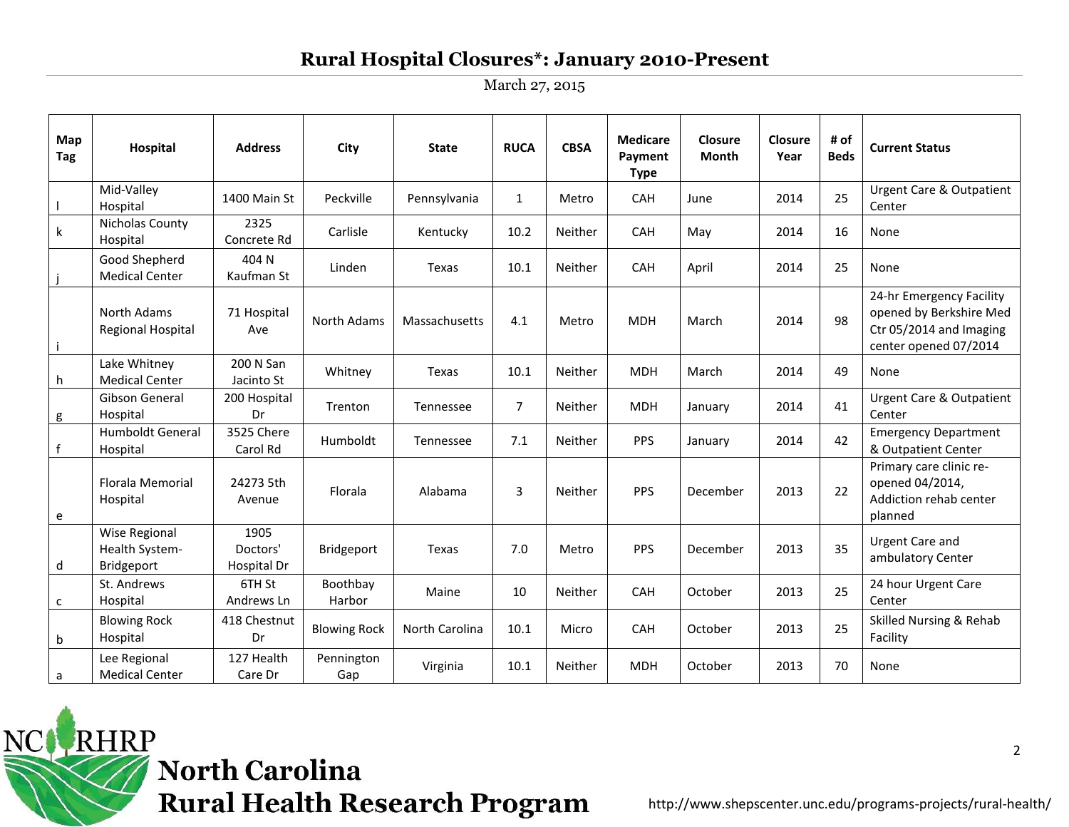## Rural Hospital Closures*: January 2010-Present

March 27, 2015

| Map Tag | Hospital | Address | City | State | RUCA | CBSA | Medicare Payment Type | Closure Month | Closure Year | # of Beds | Current Status |
|---|---|---|---|---|---|---|---|---|---|---|---|
| l | Mid-Valley Hospital | 1400 Main St | Peckville | Pennsylvania | 1 | Metro | CAH | June | 2014 | 25 | Urgent Care & Outpatient Center |
| k | Nicholas County Hospital | 2325 Concrete Rd | Carlisle | Kentucky | 10.2 | Neither | CAH | May | 2014 | 16 | None |
| j | Good Shepherd Medical Center | 404 N Kaufman St | Linden | Texas | 10.1 | Neither | CAH | April | 2014 | 25 | None |
| i | North Adams Regional Hospital | 71 Hospital Ave | North Adams | Massachusetts | 4.1 | Metro | MDH | March | 2014 | 98 | 24-hr Emergency Facility opened by Berkshire Med Ctr 05/2014 and Imaging center opened 07/2014 |
| h | Lake Whitney Medical Center | 200 N San Jacinto St | Whitney | Texas | 10.1 | Neither | MDH | March | 2014 | 49 | None |
| g | Gibson General Hospital | 200 Hospital Dr | Trenton | Tennessee | 7 | Neither | MDH | January | 2014 | 41 | Urgent Care & Outpatient Center |
| f | Humboldt General Hospital | 3525 Chere Carol Rd | Humboldt | Tennessee | 7.1 | Neither | PPS | January | 2014 | 42 | Emergency Department & Outpatient Center |
| e | Florala Memorial Hospital | 24273 5th Avenue | Florala | Alabama | 3 | Neither | PPS | December | 2013 | 22 | Primary care clinic re-opened 04/2014, Addiction rehab center planned |
| d | Wise Regional Health System-Bridgeport | 1905 Doctors' Hospital Dr | Bridgeport | Texas | 7.0 | Metro | PPS | December | 2013 | 35 | Urgent Care and ambulatory Center |
| c | St. Andrews Hospital | 6TH St Andrews Ln | Boothbay Harbor | Maine | 10 | Neither | CAH | October | 2013 | 25 | 24 hour Urgent Care Center |
| b | Blowing Rock Hospital | 418 Chestnut Dr | Blowing Rock | North Carolina | 10.1 | Micro | CAH | October | 2013 | 25 | Skilled Nursing & Rehab Facility |
| a | Lee Regional Medical Center | 127 Health Care Dr | Pennington Gap | Virginia | 10.1 | Neither | MDH | October | 2013 | 70 | None |

NC RHRP North Carolina Rural Health Research Program

http://www.shepscenter.unc.edu/programs-projects/rural-health/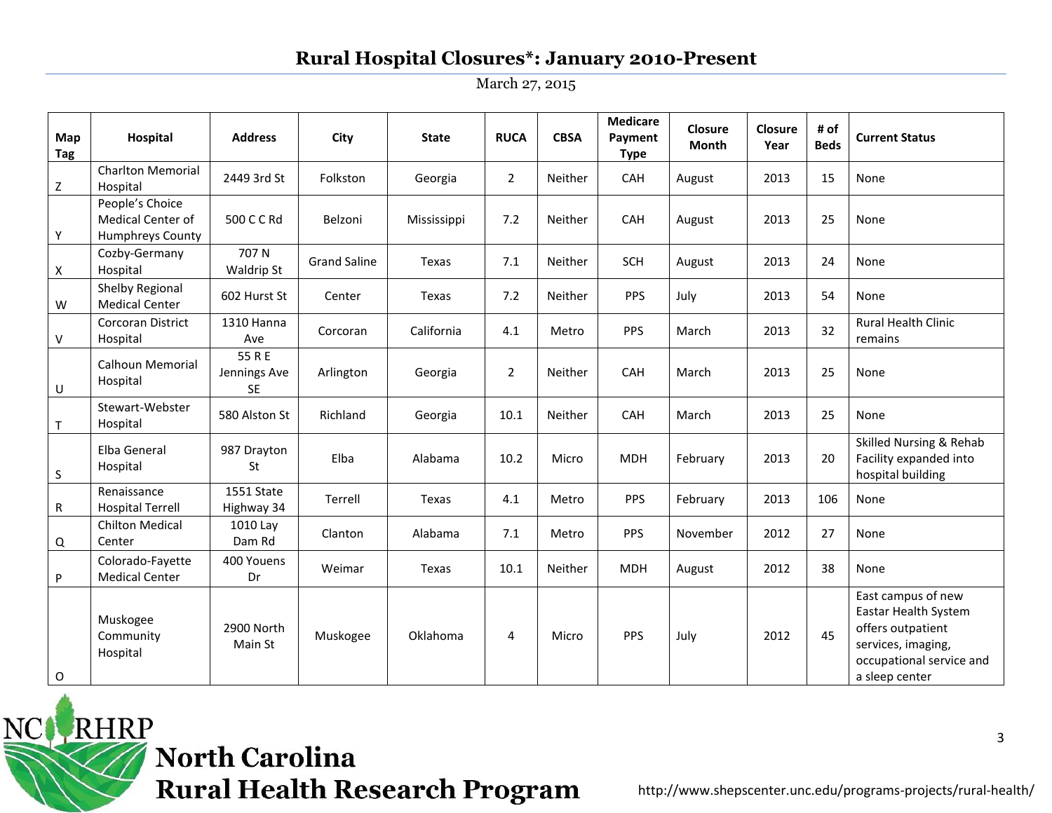## Rural Hospital Closures*: January 2010-Present

March 27, 2015

| Map Tag | Hospital | Address | City | State | RUCA | CBSA | Medicare Payment Type | Closure Month | Closure Year | # of Beds | Current Status |
|---|---|---|---|---|---|---|---|---|---|---|---|
| Z | Charlton Memorial Hospital | 2449 3rd St | Folkston | Georgia | 2 | Neither | CAH | August | 2013 | 15 | None |
| Y | People's Choice Medical Center of Humphreys County | 500 C C Rd | Belzoni | Mississippi | 7.2 | Neither | CAH | August | 2013 | 25 | None |
| X | Cozby-Germany Hospital | 707 N Waldrip St | Grand Saline | Texas | 7.1 | Neither | SCH | August | 2013 | 24 | None |
| W | Shelby Regional Medical Center | 602 Hurst St | Center | Texas | 7.2 | Neither | PPS | July | 2013 | 54 | None |
| V | Corcoran District Hospital | 1310 Hanna Ave | Corcoran | California | 4.1 | Metro | PPS | March | 2013 | 32 | Rural Health Clinic remains |
| U | Calhoun Memorial Hospital | 55 R E Jennings Ave SE | Arlington | Georgia | 2 | Neither | CAH | March | 2013 | 25 | None |
| T | Stewart-Webster Hospital | 580 Alston St | Richland | Georgia | 10.1 | Neither | CAH | March | 2013 | 25 | None |
| S | Elba General Hospital | 987 Drayton St | Elba | Alabama | 10.2 | Micro | MDH | February | 2013 | 20 | Skilled Nursing & Rehab Facility expanded into hospital building |
| R | Renaissance Hospital Terrell | 1551 State Highway 34 | Terrell | Texas | 4.1 | Metro | PPS | February | 2013 | 106 | None |
| Q | Chilton Medical Center | 1010 Lay Dam Rd | Clanton | Alabama | 7.1 | Metro | PPS | November | 2012 | 27 | None |
| P | Colorado-Fayette Medical Center | 400 Youens Dr | Weimar | Texas | 10.1 | Neither | MDH | August | 2012 | 38 | None |
| O | Muskogee Community Hospital | 2900 North Main St | Muskogee | Oklahoma | 4 | Micro | PPS | July | 2012 | 45 | East campus of new Eastar Health System offers outpatient services, imaging, occupational service and a sleep center |

NC RHRP North Carolina Rural Health Research Program

http://www.shepscenter.unc.edu/programs-projects/rural-health/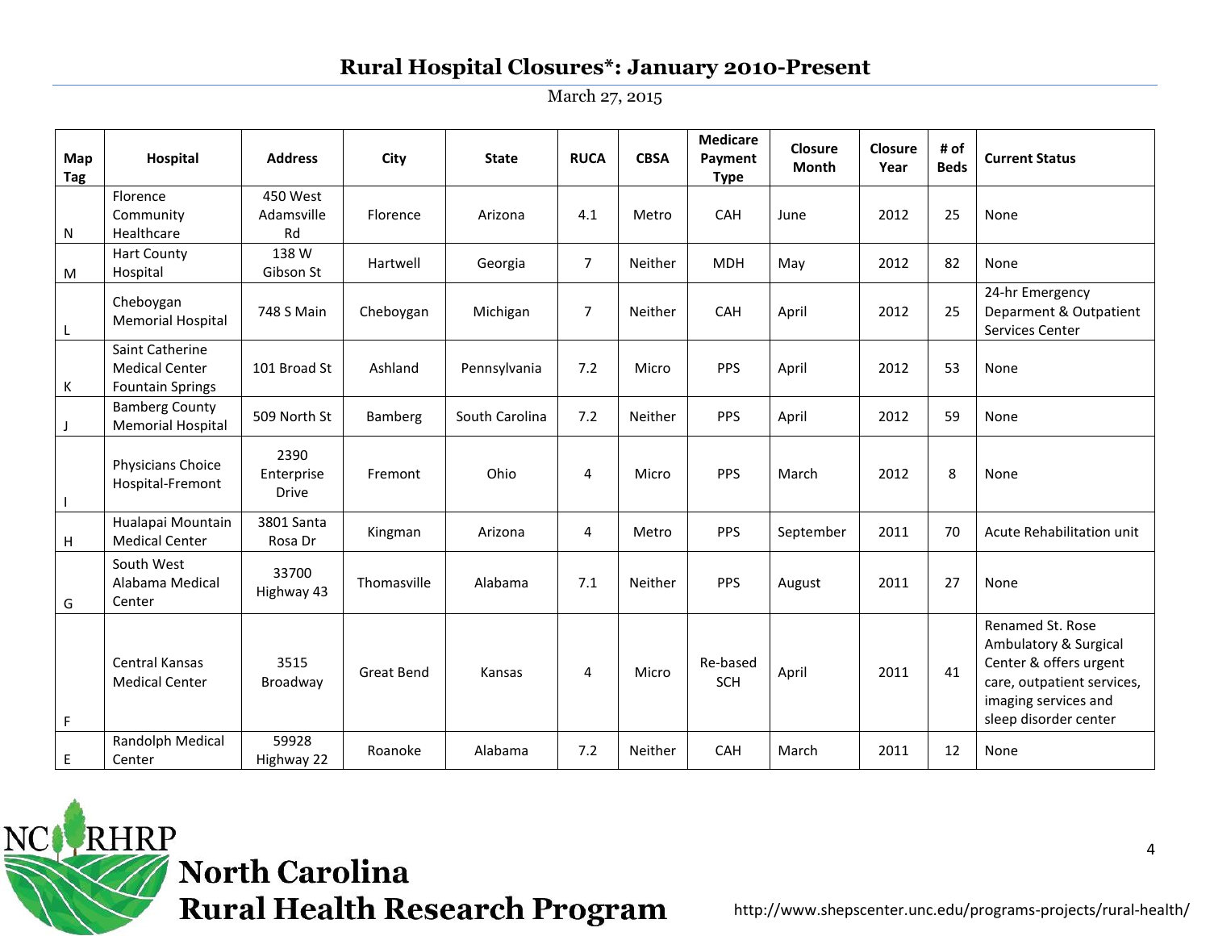## Rural Hospital Closures*: January 2010-Present

March 27, 2015

| Map Tag | Hospital | Address | City | State | RUCA | CBSA | Medicare Payment Type | Closure Month | Closure Year | # of Beds | Current Status |
|---|---|---|---|---|---|---|---|---|---|---|---|
| N | Florence Community Healthcare | 450 West Adamsville Rd | Florence | Arizona | 4.1 | Metro | CAH | June | 2012 | 25 | None |
| M | Hart County Hospital | 138 W Gibson St | Hartwell | Georgia | 7 | Neither | MDH | May | 2012 | 82 | None |
| L | Cheboygan Memorial Hospital | 748 S Main | Cheboygan | Michigan | 7 | Neither | CAH | April | 2012 | 25 | 24-hr Emergency Deparment & Outpatient Services Center |
| K | Saint Catherine Medical Center Fountain Springs | 101 Broad St | Ashland | Pennsylvania | 7.2 | Micro | PPS | April | 2012 | 53 | None |
| J | Bamberg County Memorial Hospital | 509 North St | Bamberg | South Carolina | 7.2 | Neither | PPS | April | 2012 | 59 | None |
| I | Physicians Choice Hospital-Fremont | 2390 Enterprise Drive | Fremont | Ohio | 4 | Micro | PPS | March | 2012 | 8 | None |
| H | Hualapai Mountain Medical Center | 3801 Santa Rosa Dr | Kingman | Arizona | 4 | Metro | PPS | September | 2011 | 70 | Acute Rehabilitation unit |
| G | South West Alabama Medical Center | 33700 Highway 43 | Thomasville | Alabama | 7.1 | Neither | PPS | August | 2011 | 27 | None |
| F | Central Kansas Medical Center | 3515 Broadway | Great Bend | Kansas | 4 | Micro | Re-based SCH | April | 2011 | 41 | Renamed St. Rose Ambulatory & Surgical Center & offers urgent care, outpatient services, imaging services and sleep disorder center |
| E | Randolph Medical Center | 59928 Highway 22 | Roanoke | Alabama | 7.2 | Neither | CAH | March | 2011 | 12 | None |

NC RHRP North Carolina Rural Health Research Program

http://www.shepscenter.unc.edu/programs-projects/rural-health/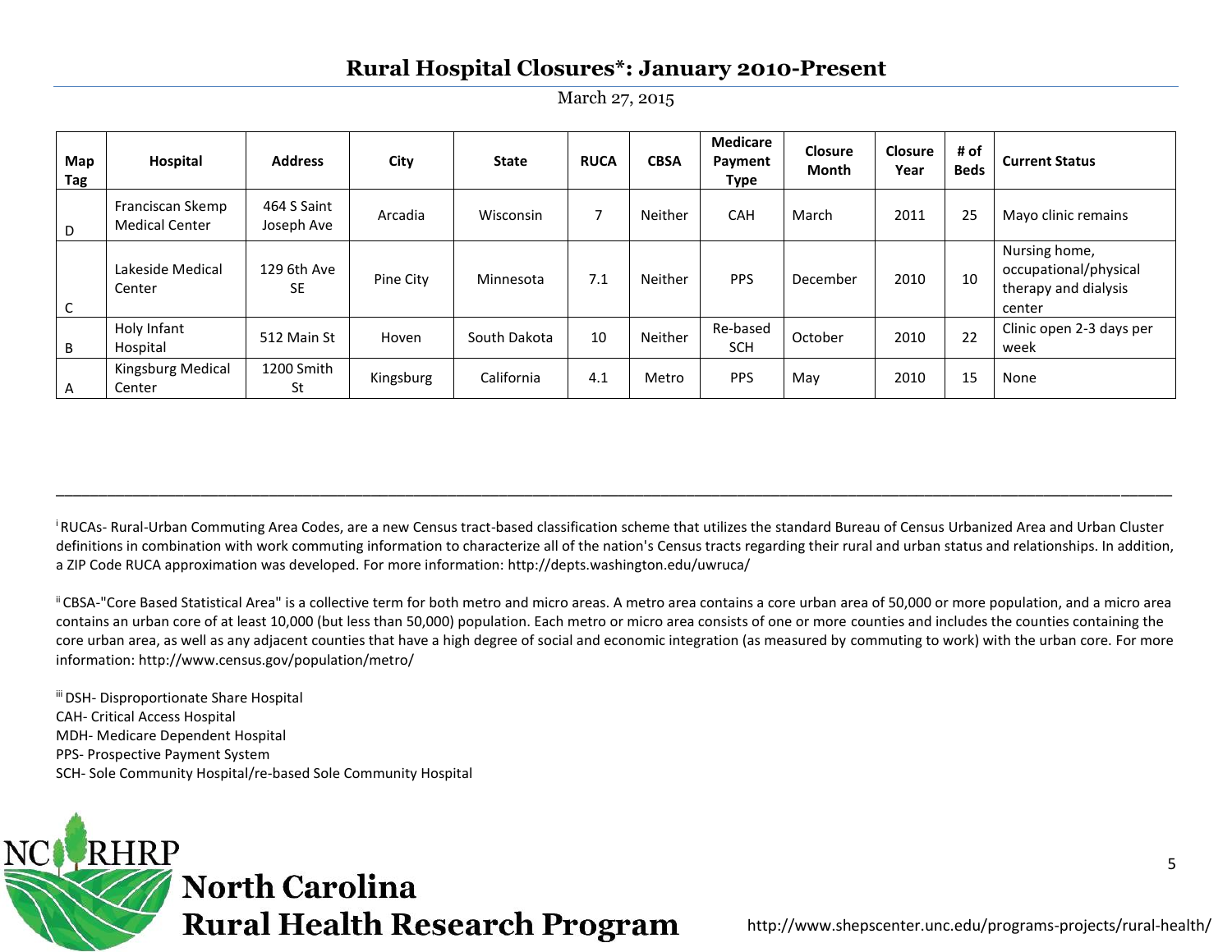## Rural Hospital Closures*: January 2010-Present

March 27, 2015

| Map Tag | Hospital | Address | City | State | RUCA | CBSA | Medicare Payment Type | Closure Month | Closure Year | # of Beds | Current Status |
|---|---|---|---|---|---|---|---|---|---|---|---|
| D | Franciscan Skemp Medical Center | 464 S Saint Joseph Ave | Arcadia | Wisconsin | 7 | Neither | CAH | March | 2011 | 25 | Mayo clinic remains |
| C | Lakeside Medical Center | 129 6th Ave SE | Pine City | Minnesota | 7.1 | Neither | PPS | December | 2010 | 10 | Nursing home, occupational/physical therapy and dialysis center |
| B | Holy Infant Hospital | 512 Main St | Hoven | South Dakota | 10 | Neither | Re-based SCH | October | 2010 | 22 | Clinic open 2-3 days per week |
| A | Kingsburg Medical Center | 1200 Smith St | Kingsburg | California | 4.1 | Metro | PPS | May | 2010 | 15 | None |

---

[i] RUCAs- Rural-Urban Commuting Area Codes, are a new Census tract-based classification scheme that utilizes the standard Bureau of Census Urbanized Area and Urban Cluster definitions in combination with work commuting information to characterize all of the nation's Census tracts regarding their rural and urban status and relationships. In addition, a ZIP Code RUCA approximation was developed. For more information: http://depts.washington.edu/uwruca/

[ii] CBSA-"Core Based Statistical Area" is a collective term for both metro and micro areas. A metro area contains a core urban area of 50,000 or more population, and a micro area contains an urban core of at least 10,000 (but less than 50,000) population. Each metro or micro area consists of one or more counties and includes the counties containing the core urban area, as well as any adjacent counties that have a high degree of social and economic integration (as measured by commuting to work) with the urban core. For more information: http://www.census.gov/population/metro/

[iii] DSH- Disproportionate Share Hospital
CAH- Critical Access Hospital
MDH- Medicare Dependent Hospital
PPS- Prospective Payment System
SCH- Sole Community Hospital/re-based Sole Community Hospital

NC RHRP North Carolina Rural Health Research Program

http://www.shepscenter.unc.edu/programs-projects/rural-health/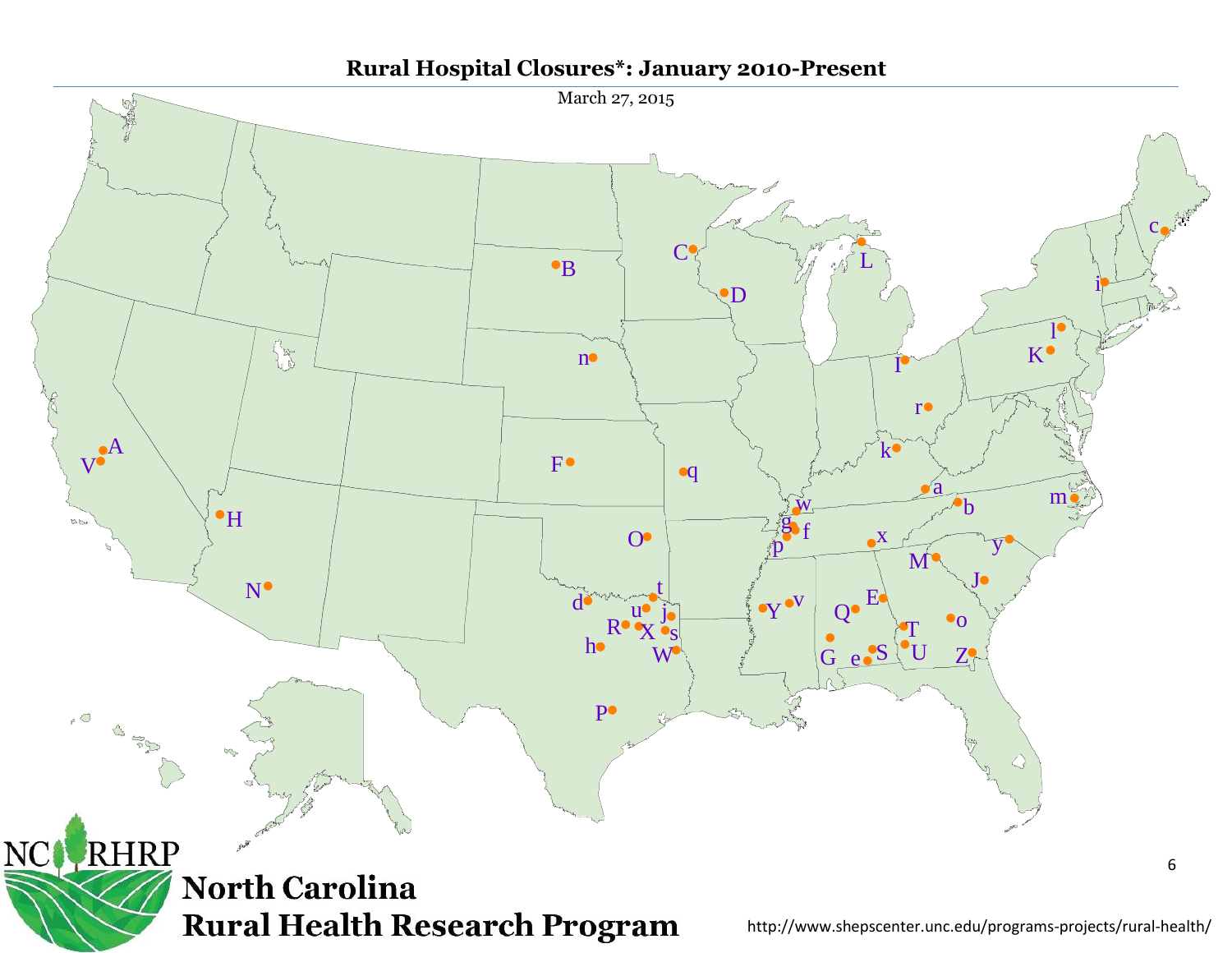# Rural Hospital Closures*: January 2010-Present

March 27, 2015

A
V
B
C
D
L
c
i
l
K
I
n
r
k
F
q
H
O
a
m
b
w
g
f
p
x
y
M
N
t
d
u
j
R
X
s
W
h
Y
v
E
Q
J
o
T
G
S
e
U
Z
P

NC RHRP

**North Carolina**
**Rural Health Research Program**

http://www.shepscenter.unc.edu/programs-projects/rural-health/